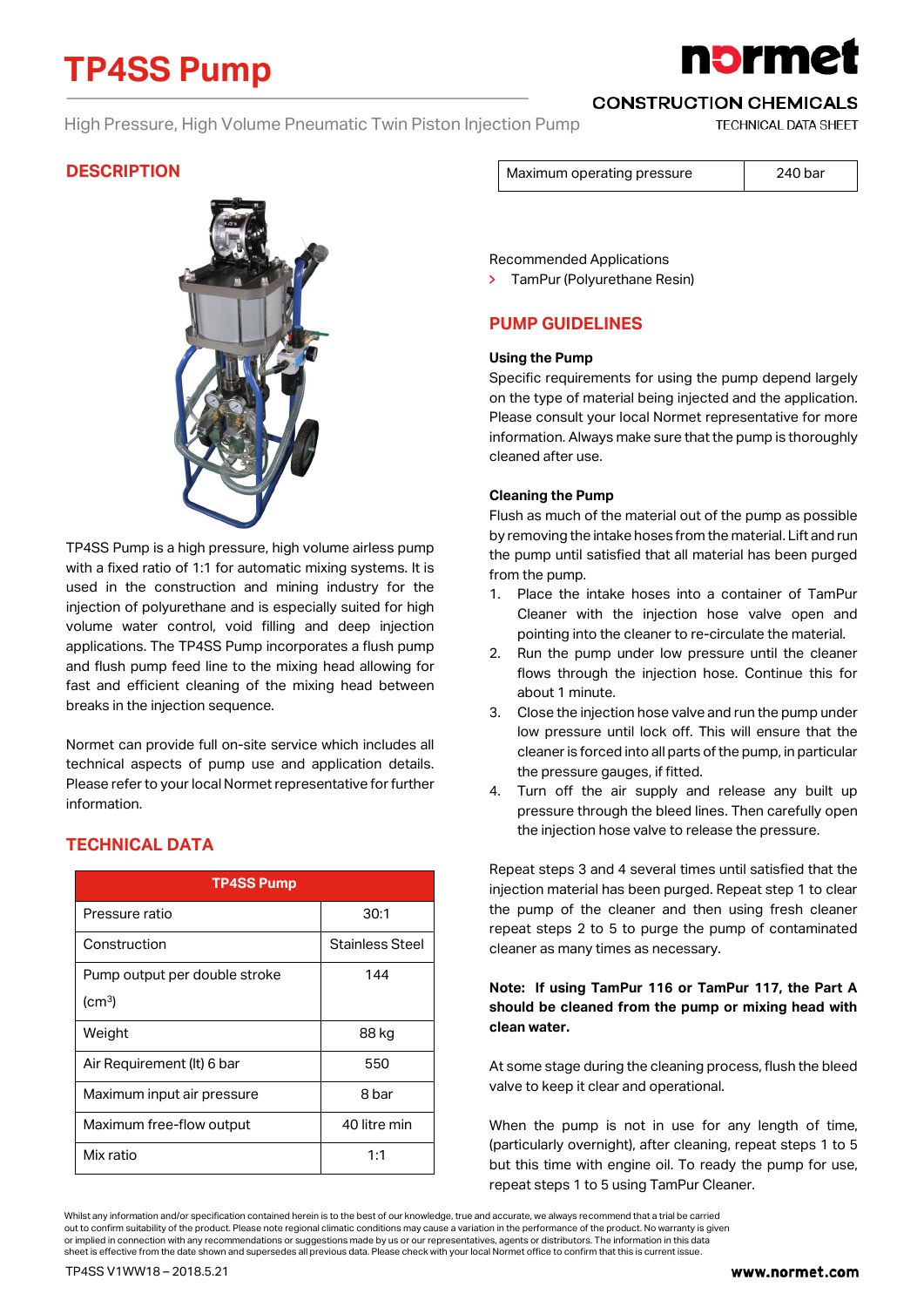# TP4SS Pump

High Pressure, High Volume Pneumatic Twin Piston Injection Pump

normet

CONSTRUCTION CHEMICALS
TECHNICAL DATA SHEET

## DESCRIPTION

TP4SS Pump is a high pressure, high volume airless pump with a fixed ratio of 1:1 for automatic mixing systems. It is used in the construction and mining industry for the injection of polyurethane and is especially suited for high volume water control, void filling and deep injection applications. The TP4SS Pump incorporates a flush pump and flush pump feed line to the mixing head allowing for fast and efficient cleaning of the mixing head between breaks in the injection sequence.

Normet can provide full on-site service which includes all technical aspects of pump use and application details. Please refer to your local Normet representative for further information.

## TECHNICAL DATA

| TP4SS Pump | |
|---|---|
| Pressure ratio | 30:1 |
| Construction | Stainless Steel |
| Pump output per double stroke (cm³) | 144 |
| Weight | 88 kg |
| Air Requirement (lt) 6 bar | 550 |
| Maximum input air pressure | 8 bar |
| Maximum free-flow output | 40 litre min |
| Mix ratio | 1:1 |
| Maximum operating pressure | 240 bar |

Recommended Applications

- TamPur (Polyurethane Resin)

## PUMP GUIDELINES

### Using the Pump

Specific requirements for using the pump depend largely on the type of material being injected and the application. Please consult your local Normet representative for more information. Always make sure that the pump is thoroughly cleaned after use.

### Cleaning the Pump

Flush as much of the material out of the pump as possible by removing the intake hoses from the material. Lift and run the pump until satisfied that all material has been purged from the pump.

1. Place the intake hoses into a container of TamPur Cleaner with the injection hose valve open and pointing into the cleaner to re-circulate the material.
2. Run the pump under low pressure until the cleaner flows through the injection hose. Continue this for about 1 minute.
3. Close the injection hose valve and run the pump under low pressure until lock off. This will ensure that the cleaner is forced into all parts of the pump, in particular the pressure gauges, if fitted.
4. Turn off the air supply and release any built up pressure through the bleed lines. Then carefully open the injection hose valve to release the pressure.

Repeat steps 3 and 4 several times until satisfied that the injection material has been purged. Repeat step 1 to clear the pump of the cleaner and then using fresh cleaner repeat steps 2 to 5 to purge the pump of contaminated cleaner as many times as necessary.

**Note: If using TamPur 116 or TamPur 117, the Part A should be cleaned from the pump or mixing head with clean water.**

At some stage during the cleaning process, flush the bleed valve to keep it clear and operational.

When the pump is not in use for any length of time, (particularly overnight), after cleaning, repeat steps 1 to 5 but this time with engine oil. To ready the pump for use, repeat steps 1 to 5 using TamPur Cleaner.

Whilst any information and/or specification contained herein is to the best of our knowledge, true and accurate, we always recommend that a trial be carried out to confirm suitability of the product. Please note regional climatic conditions may cause a variation in the performance of the product. No warranty is given or implied in connection with any recommendations or suggestions made by us or our representatives, agents or distributors. The information in this data sheet is effective from the date shown and supersedes all previous data. Please check with your local Normet office to confirm that this is current issue.

TP4SS V1WW18 – 2018.5.21

www.normet.com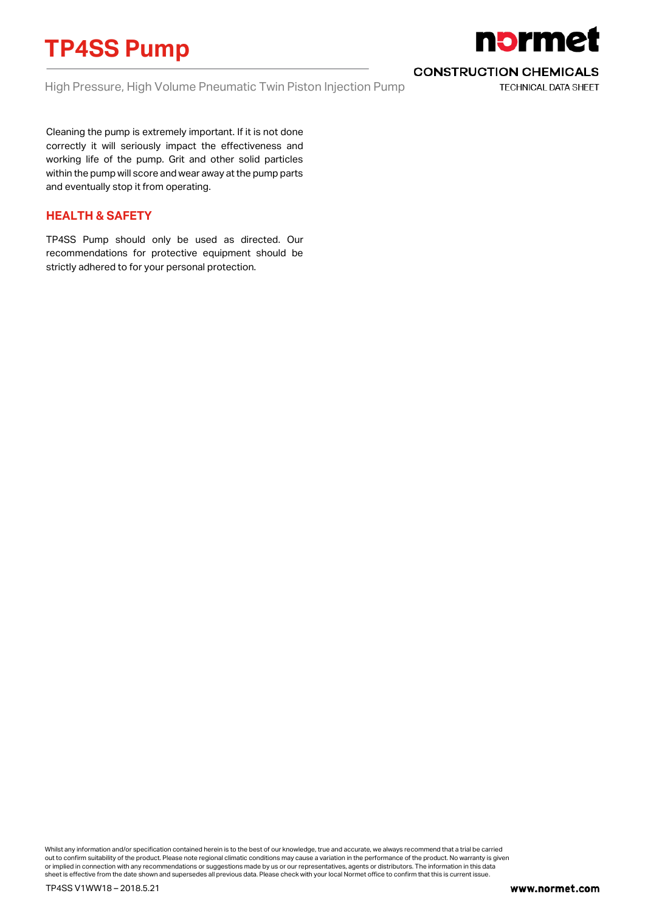Cleaning the pump is extremely important. If it is not done correctly it will seriously impact the effectiveness and working life of the pump. Grit and other solid particles within the pump will score and wear away at the pump parts and eventually stop it from operating.

## HEALTH & SAFETY

TP4SS Pump should only be used as directed. Our recommendations for protective equipment should be strictly adhered to for your personal protection.

Whilst any information and/or specification contained herein is to the best of our knowledge, true and accurate, we always recommend that a trial be carried out to confirm suitability of the product. Please note regional climatic conditions may cause a variation in the performance of the product. No warranty is given or implied in connection with any recommendations or suggestions made by us or our representatives, agents or distributors. The information in this data sheet is effective from the date shown and supersedes all previous data. Please check with your local Normet office to confirm that this is current issue.

TP4SS V1WW18 – 2018.5.21

www.normet.com